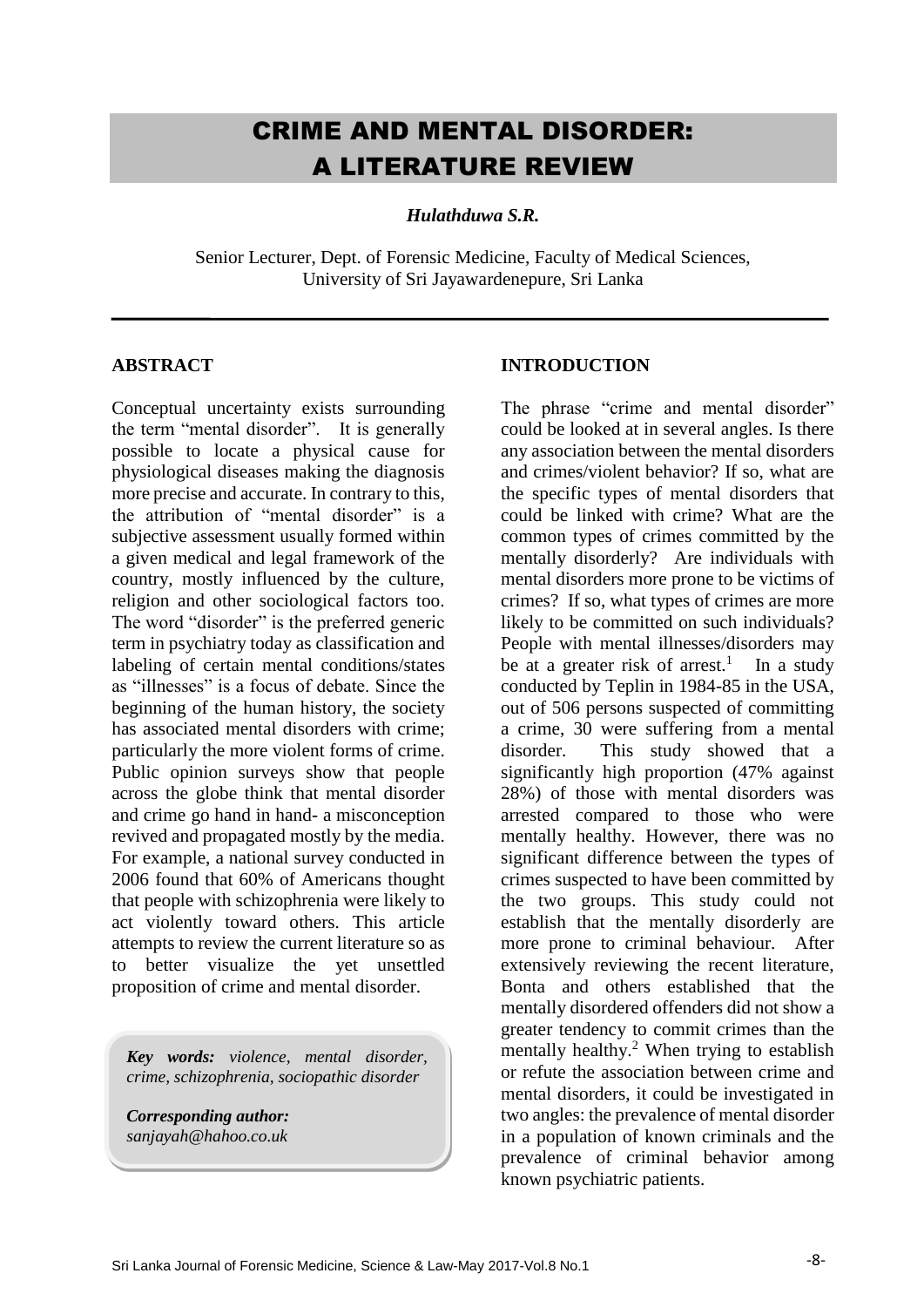# CRIME AND MENTAL DISORDER: A LITERATURE REVIEW

***Hulathduwa S.R.***

Senior Lecturer, Dept. of Forensic Medicine, Faculty of Medical Sciences, University of Sri Jayawardenepure, Sri Lanka

## ABSTRACT

Conceptual uncertainty exists surrounding the term "mental disorder". It is generally possible to locate a physical cause for physiological diseases making the diagnosis more precise and accurate. In contrary to this, the attribution of "mental disorder" is a subjective assessment usually formed within a given medical and legal framework of the country, mostly influenced by the culture, religion and other sociological factors too. The word "disorder" is the preferred generic term in psychiatry today as classification and labeling of certain mental conditions/states as "illnesses" is a focus of debate. Since the beginning of the human history, the society has associated mental disorders with crime; particularly the more violent forms of crime. Public opinion surveys show that people across the globe think that mental disorder and crime go hand in hand- a misconception revived and propagated mostly by the media. For example, a national survey conducted in 2006 found that 60% of Americans thought that people with schizophrenia were likely to act violently toward others. This article attempts to review the current literature so as to better visualize the yet unsettled proposition of crime and mental disorder.

***Key words:*** *violence, mental disorder, crime, schizophrenia, sociopathic disorder*

***Corresponding author:***
*sanjayah@hahoo.co.uk*

## INTRODUCTION

The phrase "crime and mental disorder" could be looked at in several angles. Is there any association between the mental disorders and crimes/violent behavior? If so, what are the specific types of mental disorders that could be linked with crime? What are the common types of crimes committed by the mentally disorderly? Are individuals with mental disorders more prone to be victims of crimes? If so, what types of crimes are more likely to be committed on such individuals? People with mental illnesses/disorders may be at a greater risk of arrest.[1] In a study conducted by Teplin in 1984-85 in the USA, out of 506 persons suspected of committing a crime, 30 were suffering from a mental disorder. This study showed that a significantly high proportion (47% against 28%) of those with mental disorders was arrested compared to those who were mentally healthy. However, there was no significant difference between the types of crimes suspected to have been committed by the two groups. This study could not establish that the mentally disorderly are more prone to criminal behaviour. After extensively reviewing the recent literature, Bonta and others established that the mentally disordered offenders did not show a greater tendency to commit crimes than the mentally healthy.[2] When trying to establish or refute the association between crime and mental disorders, it could be investigated in two angles: the prevalence of mental disorder in a population of known criminals and the prevalence of criminal behavior among known psychiatric patients.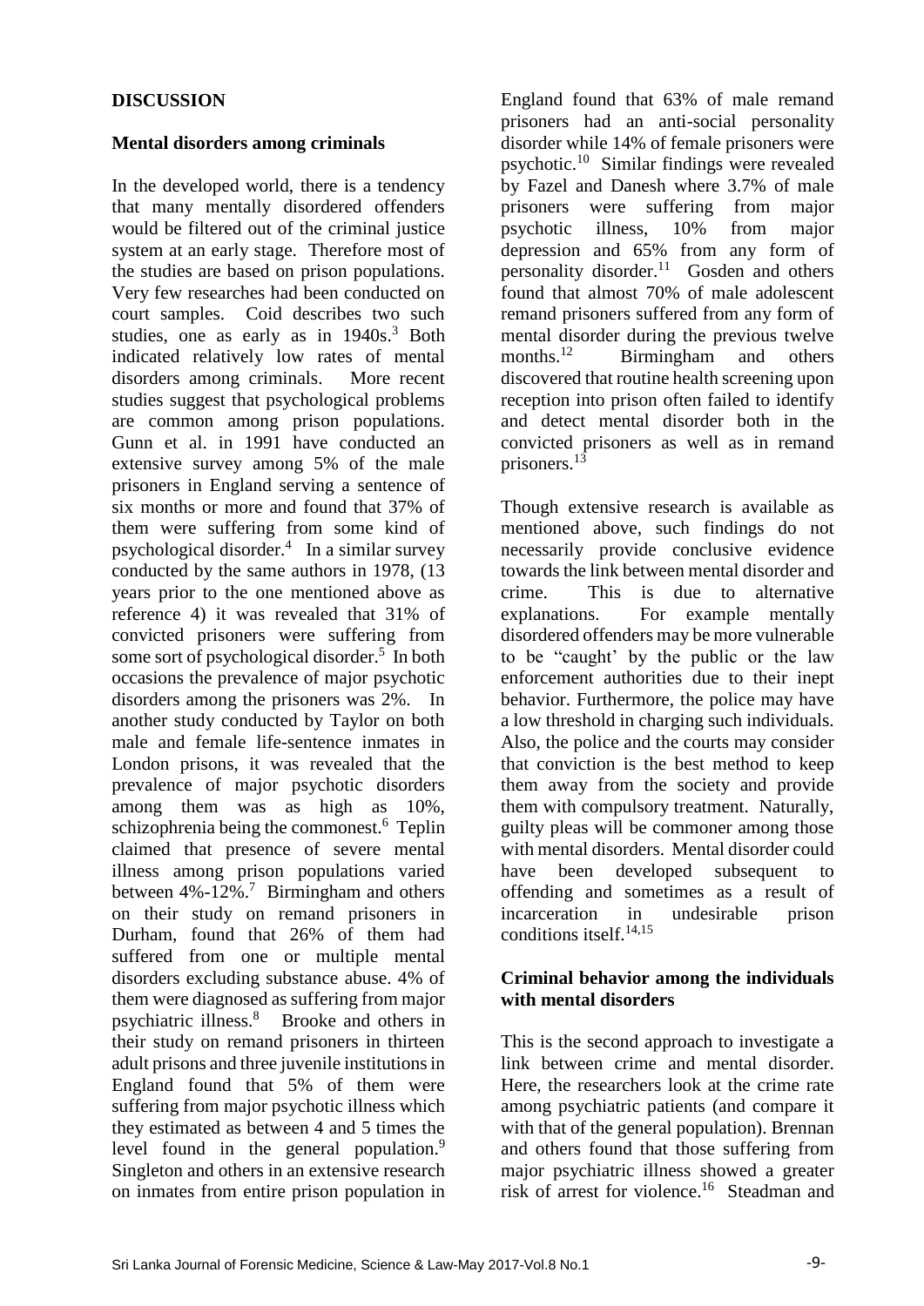## DISCUSSION

### Mental disorders among criminals

In the developed world, there is a tendency that many mentally disordered offenders would be filtered out of the criminal justice system at an early stage. Therefore most of the studies are based on prison populations. Very few researches had been conducted on court samples. Coid describes two such studies, one as early as in 1940s.[3] Both indicated relatively low rates of mental disorders among criminals. More recent studies suggest that psychological problems are common among prison populations. Gunn et al. in 1991 have conducted an extensive survey among 5% of the male prisoners in England serving a sentence of six months or more and found that 37% of them were suffering from some kind of psychological disorder.[4] In a similar survey conducted by the same authors in 1978, (13 years prior to the one mentioned above as reference 4) it was revealed that 31% of convicted prisoners were suffering from some sort of psychological disorder.[5] In both occasions the prevalence of major psychotic disorders among the prisoners was 2%. In another study conducted by Taylor on both male and female life-sentence inmates in London prisons, it was revealed that the prevalence of major psychotic disorders among them was as high as 10%, schizophrenia being the commonest.[6] Teplin claimed that presence of severe mental illness among prison populations varied between 4%-12%.[7] Birmingham and others on their study on remand prisoners in Durham, found that 26% of them had suffered from one or multiple mental disorders excluding substance abuse. 4% of them were diagnosed as suffering from major psychiatric illness.[8] Brooke and others in their study on remand prisoners in thirteen adult prisons and three juvenile institutions in England found that 5% of them were suffering from major psychotic illness which they estimated as between 4 and 5 times the level found in the general population.[9] Singleton and others in an extensive research on inmates from entire prison population in England found that 63% of male remand prisoners had an anti-social personality disorder while 14% of female prisoners were psychotic.[10] Similar findings were revealed by Fazel and Danesh where 3.7% of male prisoners were suffering from major psychotic illness, 10% from major depression and 65% from any form of personality disorder.[11] Gosden and others found that almost 70% of male adolescent remand prisoners suffered from any form of mental disorder during the previous twelve months.[12] Birmingham and others discovered that routine health screening upon reception into prison often failed to identify and detect mental disorder both in the convicted prisoners as well as in remand prisoners.[13]

Though extensive research is available as mentioned above, such findings do not necessarily provide conclusive evidence towards the link between mental disorder and crime. This is due to alternative explanations. For example mentally disordered offenders may be more vulnerable to be "caught' by the public or the law enforcement authorities due to their inept behavior. Furthermore, the police may have a low threshold in charging such individuals. Also, the police and the courts may consider that conviction is the best method to keep them away from the society and provide them with compulsory treatment. Naturally, guilty pleas will be commoner among those with mental disorders. Mental disorder could have been developed subsequent to offending and sometimes as a result of incarceration in undesirable prison conditions itself.[14,15]

### Criminal behavior among the individuals with mental disorders

This is the second approach to investigate a link between crime and mental disorder. Here, the researchers look at the crime rate among psychiatric patients (and compare it with that of the general population). Brennan and others found that those suffering from major psychiatric illness showed a greater risk of arrest for violence.[16] Steadman and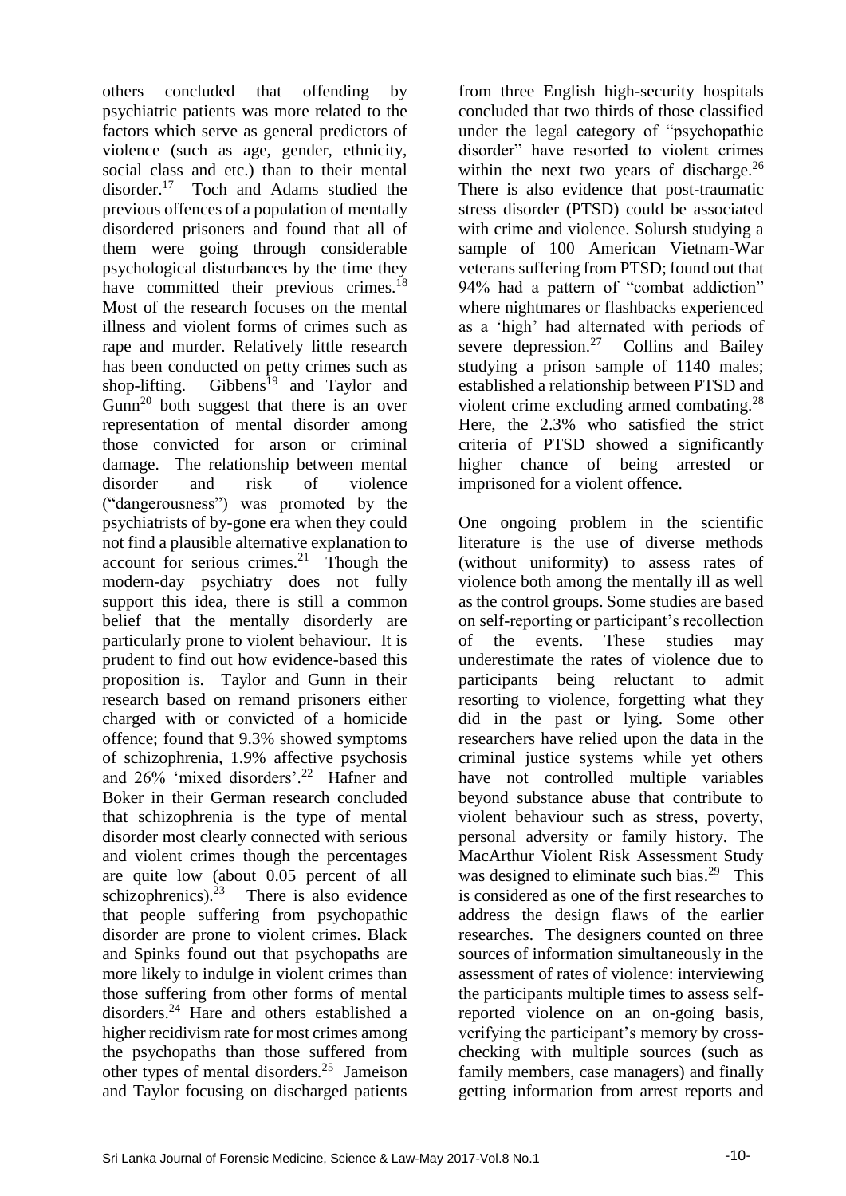others concluded that offending by psychiatric patients was more related to the factors which serve as general predictors of violence (such as age, gender, ethnicity, social class and etc.) than to their mental disorder.[17] Toch and Adams studied the previous offences of a population of mentally disordered prisoners and found that all of them were going through considerable psychological disturbances by the time they have committed their previous crimes.[18] Most of the research focuses on the mental illness and violent forms of crimes such as rape and murder. Relatively little research has been conducted on petty crimes such as shop-lifting. Gibbens[19] and Taylor and Gunn[20] both suggest that there is an over representation of mental disorder among those convicted for arson or criminal damage. The relationship between mental disorder and risk of violence ("dangerousness") was promoted by the psychiatrists of by-gone era when they could not find a plausible alternative explanation to account for serious crimes.[21] Though the modern-day psychiatry does not fully support this idea, there is still a common belief that the mentally disorderly are particularly prone to violent behaviour. It is prudent to find out how evidence-based this proposition is. Taylor and Gunn in their research based on remand prisoners either charged with or convicted of a homicide offence; found that 9.3% showed symptoms of schizophrenia, 1.9% affective psychosis and 26% 'mixed disorders'.[22] Hafner and Boker in their German research concluded that schizophrenia is the type of mental disorder most clearly connected with serious and violent crimes though the percentages are quite low (about 0.05 percent of all schizophrenics).[23] There is also evidence that people suffering from psychopathic disorder are prone to violent crimes. Black and Spinks found out that psychopaths are more likely to indulge in violent crimes than those suffering from other forms of mental disorders.[24] Hare and others established a higher recidivism rate for most crimes among the psychopaths than those suffered from other types of mental disorders.[25] Jameison and Taylor focusing on discharged patients from three English high-security hospitals concluded that two thirds of those classified under the legal category of "psychopathic disorder" have resorted to violent crimes within the next two years of discharge.[26] There is also evidence that post-traumatic stress disorder (PTSD) could be associated with crime and violence. Solursh studying a sample of 100 American Vietnam-War veterans suffering from PTSD; found out that 94% had a pattern of "combat addiction" where nightmares or flashbacks experienced as a 'high' had alternated with periods of severe depression.[27] Collins and Bailey studying a prison sample of 1140 males; established a relationship between PTSD and violent crime excluding armed combating.[28] Here, the 2.3% who satisfied the strict criteria of PTSD showed a significantly higher chance of being arrested or imprisoned for a violent offence.

One ongoing problem in the scientific literature is the use of diverse methods (without uniformity) to assess rates of violence both among the mentally ill as well as the control groups. Some studies are based on self-reporting or participant's recollection of the events. These studies may underestimate the rates of violence due to participants being reluctant to admit resorting to violence, forgetting what they did in the past or lying. Some other researchers have relied upon the data in the criminal justice systems while yet others have not controlled multiple variables beyond substance abuse that contribute to violent behaviour such as stress, poverty, personal adversity or family history. The MacArthur Violent Risk Assessment Study was designed to eliminate such bias.[29] This is considered as one of the first researches to address the design flaws of the earlier researches. The designers counted on three sources of information simultaneously in the assessment of rates of violence: interviewing the participants multiple times to assess self-reported violence on an on-going basis, verifying the participant's memory by cross-checking with multiple sources (such as family members, case managers) and finally getting information from arrest reports and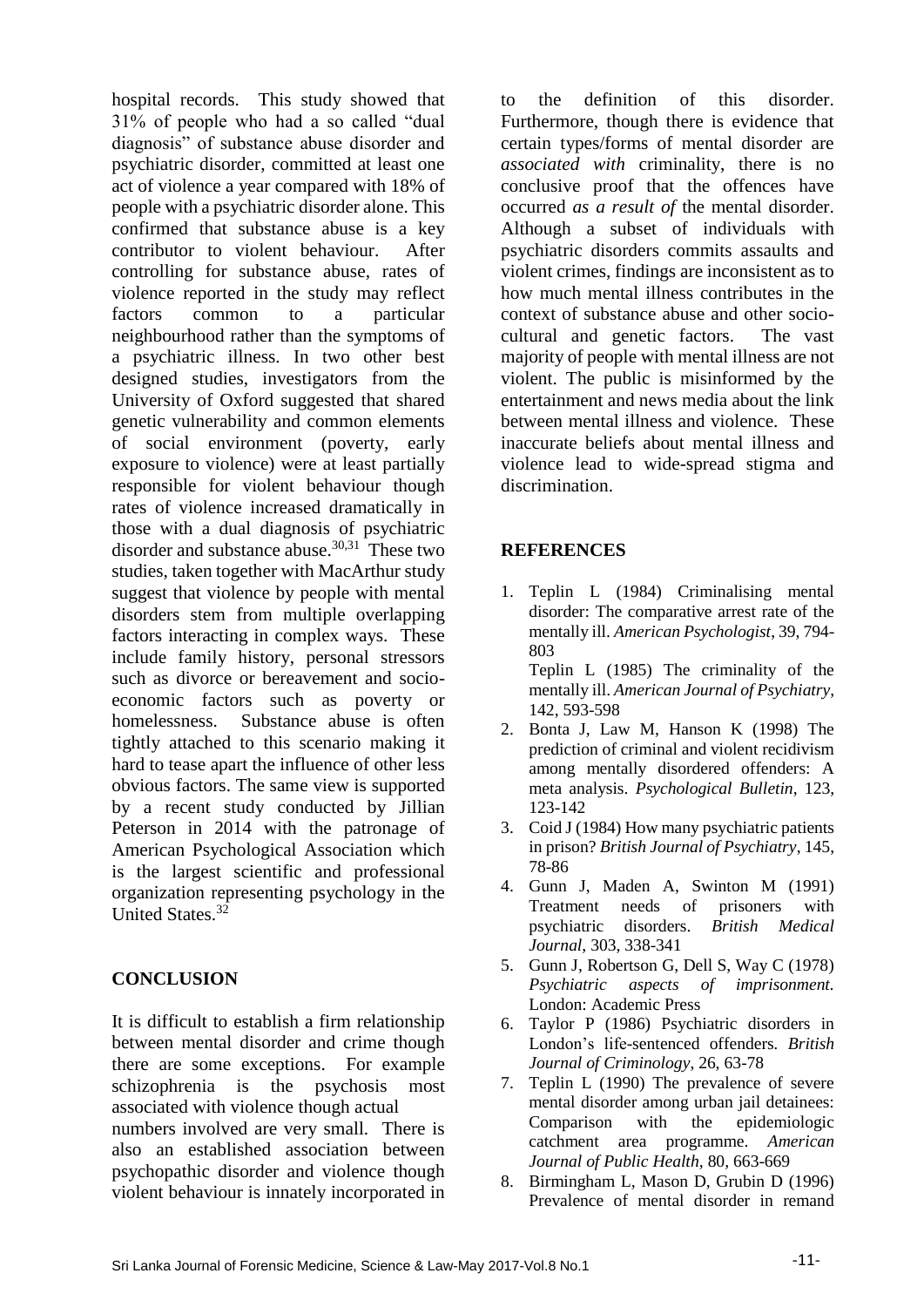hospital records. This study showed that 31% of people who had a so called "dual diagnosis" of substance abuse disorder and psychiatric disorder, committed at least one act of violence a year compared with 18% of people with a psychiatric disorder alone. This confirmed that substance abuse is a key contributor to violent behaviour. After controlling for substance abuse, rates of violence reported in the study may reflect factors common to a particular neighbourhood rather than the symptoms of a psychiatric illness. In two other best designed studies, investigators from the University of Oxford suggested that shared genetic vulnerability and common elements of social environment (poverty, early exposure to violence) were at least partially responsible for violent behaviour though rates of violence increased dramatically in those with a dual diagnosis of psychiatric disorder and substance abuse.[30,31] These two studies, taken together with MacArthur study suggest that violence by people with mental disorders stem from multiple overlapping factors interacting in complex ways. These include family history, personal stressors such as divorce or bereavement and socio-economic factors such as poverty or homelessness. Substance abuse is often tightly attached to this scenario making it hard to tease apart the influence of other less obvious factors. The same view is supported by a recent study conducted by Jillian Peterson in 2014 with the patronage of American Psychological Association which is the largest scientific and professional organization representing psychology in the United States.[32]

## CONCLUSION

It is difficult to establish a firm relationship between mental disorder and crime though there are some exceptions. For example schizophrenia is the psychosis most associated with violence though actual numbers involved are very small. There is also an established association between psychopathic disorder and violence though violent behaviour is innately incorporated in to the definition of this disorder. Furthermore, though there is evidence that certain types/forms of mental disorder are *associated with* criminality, there is no conclusive proof that the offences have occurred *as a result of* the mental disorder. Although a subset of individuals with psychiatric disorders commits assaults and violent crimes, findings are inconsistent as to how much mental illness contributes in the context of substance abuse and other socio-cultural and genetic factors. The vast majority of people with mental illness are not violent. The public is misinformed by the entertainment and news media about the link between mental illness and violence. These inaccurate beliefs about mental illness and violence lead to wide-spread stigma and discrimination.

## REFERENCES

1. Teplin L (1984) Criminalising mental disorder: The comparative arrest rate of the mentally ill. *American Psychologist*, 39, 794-803
   Teplin L (1985) The criminality of the mentally ill. *American Journal of Psychiatry*, 142, 593-598
2. Bonta J, Law M, Hanson K (1998) The prediction of criminal and violent recidivism among mentally disordered offenders: A meta analysis. *Psychological Bulletin*, 123, 123-142
3. Coid J (1984) How many psychiatric patients in prison? *British Journal of Psychiatry*, 145, 78-86
4. Gunn J, Maden A, Swinton M (1991) Treatment needs of prisoners with psychiatric disorders. *British Medical Journal*, 303, 338-341
5. Gunn J, Robertson G, Dell S, Way C (1978) *Psychiatric aspects of imprisonment.* London: Academic Press
6. Taylor P (1986) Psychiatric disorders in London's life-sentenced offenders. *British Journal of Criminology*, 26, 63-78
7. Teplin L (1990) The prevalence of severe mental disorder among urban jail detainees: Comparison with the epidemiologic catchment area programme. *American Journal of Public Health,* 80, 663-669
8. Birmingham L, Mason D, Grubin D (1996) Prevalence of mental disorder in remand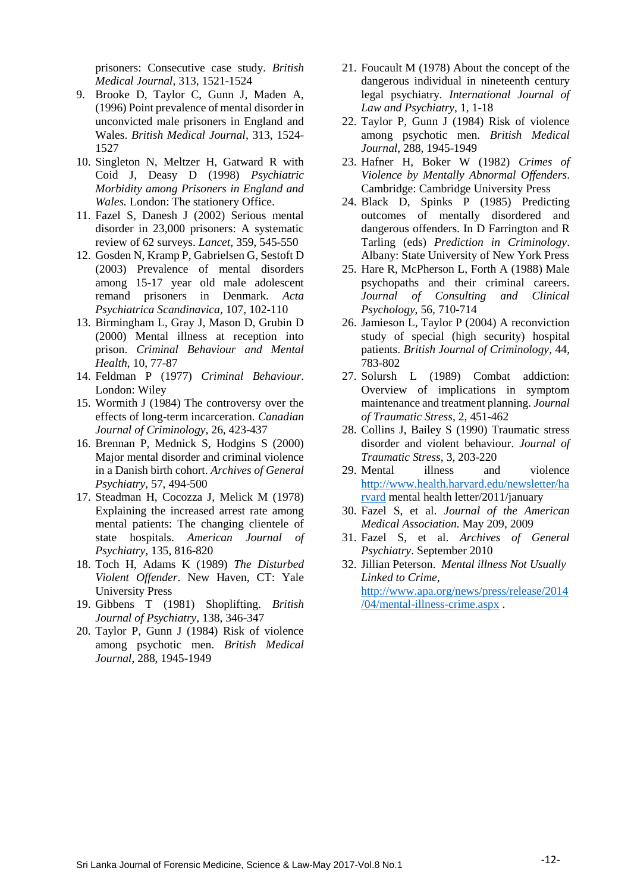prisoners: Consecutive case study. *British Medical Journal*, 313, 1521-1524

9. Brooke D, Taylor C, Gunn J, Maden A, (1996) Point prevalence of mental disorder in unconvicted male prisoners in England and Wales. *British Medical Journal*, 313, 1524-1527
10. Singleton N, Meltzer H, Gatward R with Coid J, Deasy D (1998) *Psychiatric Morbidity among Prisoners in England and Wales.* London: The stationery Office.
11. Fazel S, Danesh J (2002) Serious mental disorder in 23,000 prisoners: A systematic review of 62 surveys. *Lancet*, 359, 545-550
12. Gosden N, Kramp P, Gabrielsen G, Sestoft D (2003) Prevalence of mental disorders among 15-17 year old male adolescent remand prisoners in Denmark. *Acta Psychiatrica Scandinavica*, 107, 102-110
13. Birmingham L, Gray J, Mason D, Grubin D (2000) Mental illness at reception into prison. *Criminal Behaviour and Mental Health*, 10, 77-87
14. Feldman P (1977) *Criminal Behaviour*. London: Wiley
15. Wormith J (1984) The controversy over the effects of long-term incarceration. *Canadian Journal of Criminology*, 26, 423-437
16. Brennan P, Mednick S, Hodgins S (2000) Major mental disorder and criminal violence in a Danish birth cohort. *Archives of General Psychiatry*, 57, 494-500
17. Steadman H, Cocozza J, Melick M (1978) Explaining the increased arrest rate among mental patients: The changing clientele of state hospitals. *American Journal of Psychiatry*, 135, 816-820
18. Toch H, Adams K (1989) *The Disturbed Violent Offender*. New Haven, CT: Yale University Press
19. Gibbens T (1981) Shoplifting. *British Journal of Psychiatry*, 138, 346-347
20. Taylor P, Gunn J (1984) Risk of violence among psychotic men. *British Medical Journal*, 288, 1945-1949
21. Foucault M (1978) About the concept of the dangerous individual in nineteenth century legal psychiatry. *International Journal of Law and Psychiatry*, 1, 1-18
22. Taylor P, Gunn J (1984) Risk of violence among psychotic men. *British Medical Journal*, 288, 1945-1949
23. Hafner H, Boker W (1982) *Crimes of Violence by Mentally Abnormal Offenders*. Cambridge: Cambridge University Press
24. Black D, Spinks P (1985) Predicting outcomes of mentally disordered and dangerous offenders. In D Farrington and R Tarling (eds) *Prediction in Criminology*. Albany: State University of New York Press
25. Hare R, McPherson L, Forth A (1988) Male psychopaths and their criminal careers. *Journal of Consulting and Clinical Psychology*, 56, 710-714
26. Jamieson L, Taylor P (2004) A reconviction study of special (high security) hospital patients. *British Journal of Criminology*, 44, 783-802
27. Solursh L (1989) Combat addiction: Overview of implications in symptom maintenance and treatment planning. *Journal of Traumatic Stress*, 2, 451-462
28. Collins J, Bailey S (1990) Traumatic stress disorder and violent behaviour. *Journal of Traumatic Stress*, 3, 203-220
29. Mental illness and violence http://www.health.harvard.edu/newsletter/harvard mental health letter/2011/january
30. Fazel S, et al. *Journal of the American Medical Association.* May 209, 2009
31. Fazel S, et al. *Archives of General Psychiatry*. September 2010
32. Jillian Peterson. *Mental illness Not Usually Linked to Crime*, http://www.apa.org/news/press/release/2014/04/mental-illness-crime.aspx .